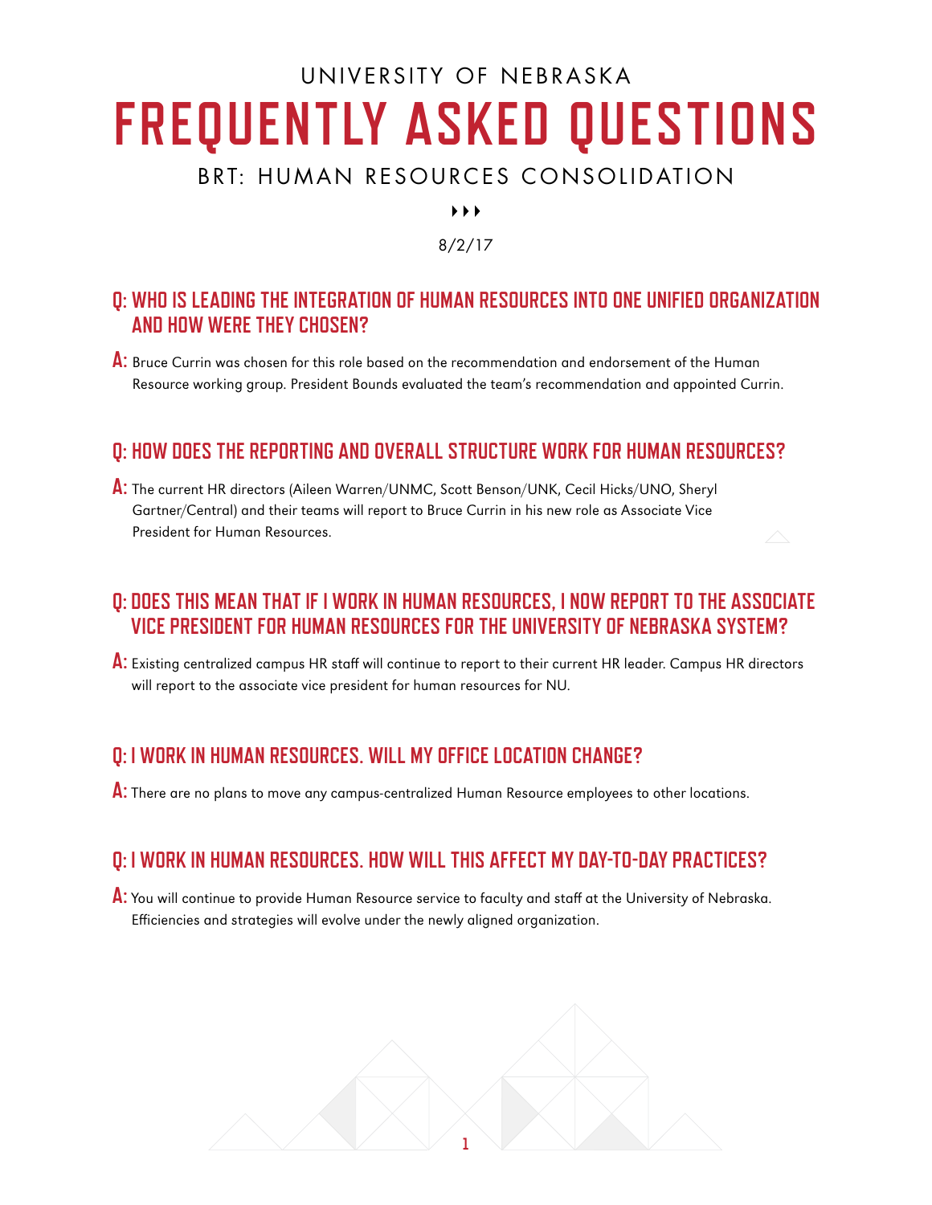UNIVERSITY OF NEBRASKA

# FREQUENTLY ASKED QUESTIONS

## BRT: HUMAN RESOURCES CONSOLIDATION

8/2/17

### Q: WHO IS LEADING THE INTEGRATION OF HUMAN RESOURCES INTO ONE UNIFIED ORGANIZATION AND HOW WERE THEY CHOSEN?

**A:** Bruce Currin was chosen for this role based on the recommendation and endorsement of the Human Resource working group. President Bounds evaluated the team's recommendation and appointed Currin.

### Q: HOW DOES THE REPORTING AND OVERALL STRUCTURE WORK FOR HUMAN RESOURCES?

**A:** The current HR directors (Aileen Warren/UNMC, Scott Benson/UNK, Cecil Hicks/UNO, Sheryl Gartner/Central) and their teams will report to Bruce Currin in his new role as Associate Vice President for Human Resources.

### Q: DOES THIS MEAN THAT IF I WORK IN HUMAN RESOURCES, I NOW REPORT TO THE ASSOCIATE VICE PRESIDENT FOR HUMAN RESOURCES FOR THE UNIVERSITY OF NEBRASKA SYSTEM?

**A:** Existing centralized campus HR staff will continue to report to their current HR leader. Campus HR directors will report to the associate vice president for human resources for NU.

### Q: I WORK IN HUMAN RESOURCES. WILL MY OFFICE LOCATION CHANGE?

**A:** There are no plans to move any campus-centralized Human Resource employees to other locations.

### Q: I WORK IN HUMAN RESOURCES. HOW WILL THIS AFFECT MY DAY-TO-DAY PRACTICES?

**A:** You will continue to provide Human Resource service to faculty and staff at the University of Nebraska. Efficiencies and strategies will evolve under the newly aligned organization.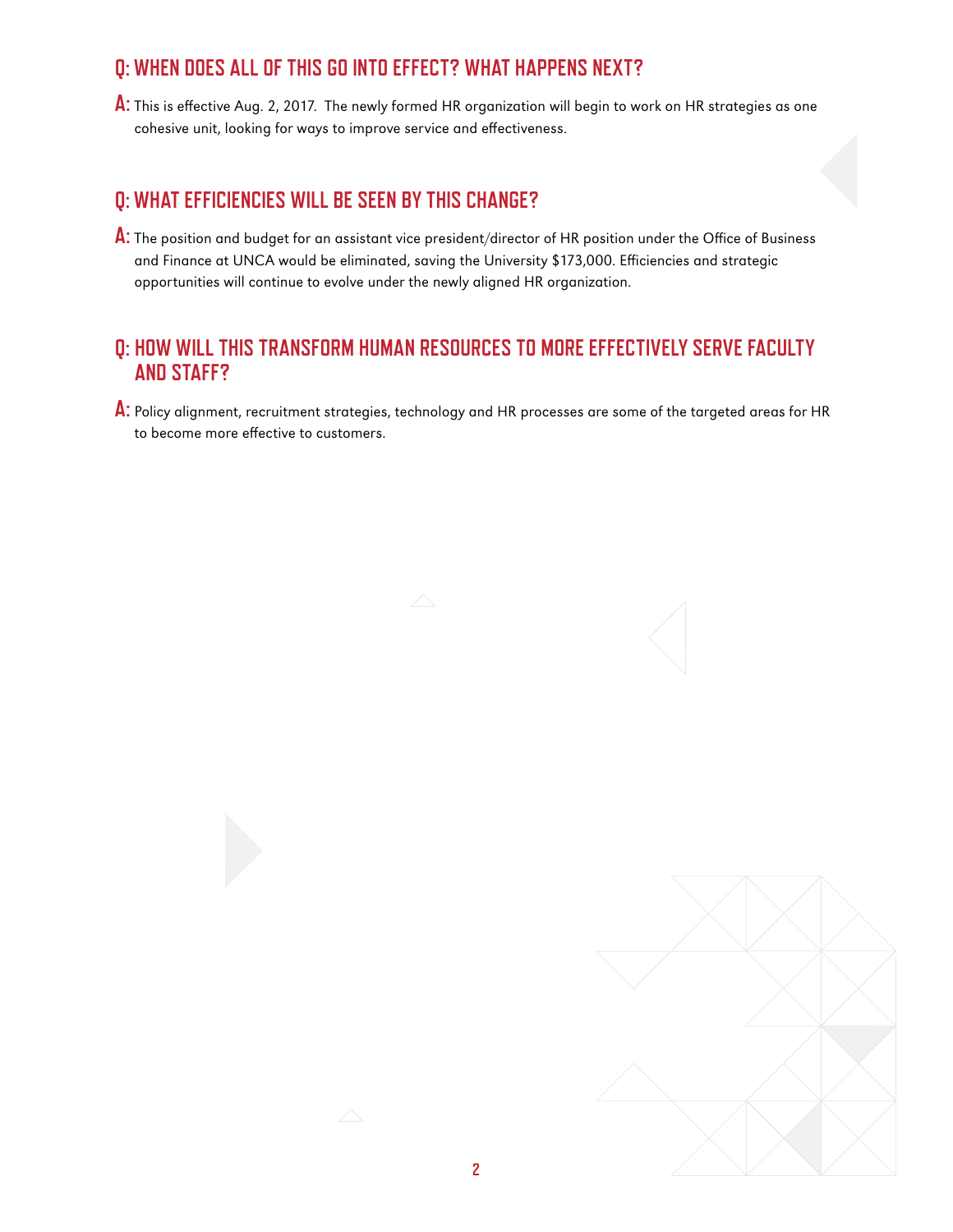## Q: WHEN DOES ALL OF THIS GO INTO EFFECT? WHAT HAPPENS NEXT?

**A:** This is effective Aug. 2, 2017. The newly formed HR organization will begin to work on HR strategies as one cohesive unit, looking for ways to improve service and effectiveness.

## Q: WHAT EFFICIENCIES WILL BE SEEN BY THIS CHANGE?

**A:** The position and budget for an assistant vice president/director of HR position under the Office of Business and Finance at UNCA would be eliminated, saving the University $173,000. Efficiencies and strategic opportunities will continue to evolve under the newly aligned HR organization.

## Q: HOW WILL THIS TRANSFORM HUMAN RESOURCES TO MORE EFFECTIVELY SERVE FACULTY AND STAFF?

**A:** Policy alignment, recruitment strategies, technology and HR processes are some of the targeted areas for HR to become more effective to customers.